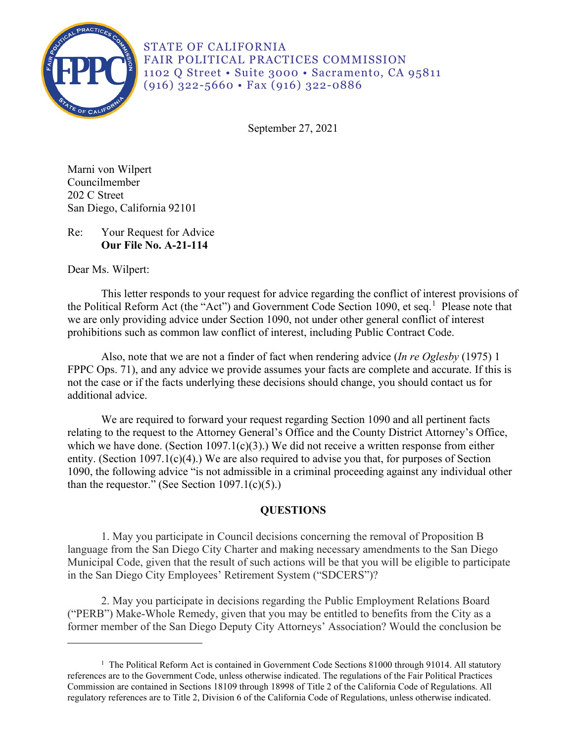STATE OF CALIFORNIA
FAIR POLITICAL PRACTICES COMMISSION
1102 Q Street • Suite 3000 • Sacramento, CA 95811
(916) 322-5660 • Fax (916) 322-0886

September 27, 2021

Marni von Wilpert
Councilmember
202 C Street
San Diego, California 92101

Re: Your Request for Advice
**Our File No. A-21-114**

Dear Ms. Wilpert:

This letter responds to your request for advice regarding the conflict of interest provisions of the Political Reform Act (the "Act") and Government Code Section 1090, et seq.[1] Please note that we are only providing advice under Section 1090, not under other general conflict of interest prohibitions such as common law conflict of interest, including Public Contract Code.

Also, note that we are not a finder of fact when rendering advice (*In re Oglesby* (1975) 1 FPPC Ops. 71), and any advice we provide assumes your facts are complete and accurate. If this is not the case or if the facts underlying these decisions should change, you should contact us for additional advice.

We are required to forward your request regarding Section 1090 and all pertinent facts relating to the request to the Attorney General's Office and the County District Attorney's Office, which we have done. (Section 1097.1(c)(3).) We did not receive a written response from either entity. (Section 1097.1(c)(4).) We are also required to advise you that, for purposes of Section 1090, the following advice "is not admissible in a criminal proceeding against any individual other than the requestor." (See Section 1097.1(c)(5).)

## QUESTIONS

1. May you participate in Council decisions concerning the removal of Proposition B language from the San Diego City Charter and making necessary amendments to the San Diego Municipal Code, given that the result of such actions will be that you will be eligible to participate in the San Diego City Employees' Retirement System ("SDCERS")?

2. May you participate in decisions regarding the Public Employment Relations Board ("PERB") Make-Whole Remedy, given that you may be entitled to benefits from the City as a former member of the San Diego Deputy City Attorneys' Association? Would the conclusion be

---

[1] The Political Reform Act is contained in Government Code Sections 81000 through 91014. All statutory references are to the Government Code, unless otherwise indicated. The regulations of the Fair Political Practices Commission are contained in Sections 18109 through 18998 of Title 2 of the California Code of Regulations. All regulatory references are to Title 2, Division 6 of the California Code of Regulations, unless otherwise indicated.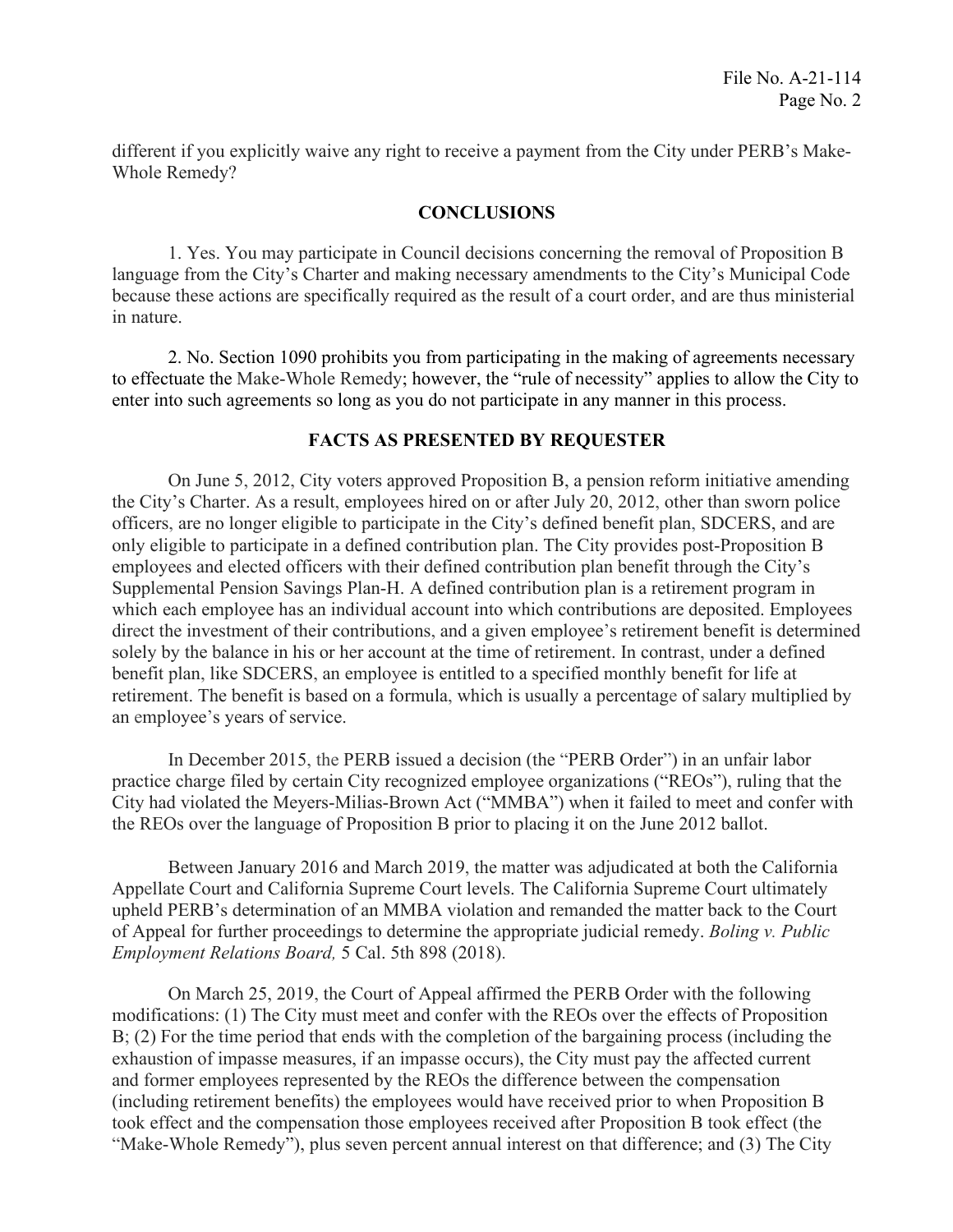different if you explicitly waive any right to receive a payment from the City under PERB's Make-Whole Remedy?

## CONCLUSIONS

1. Yes. You may participate in Council decisions concerning the removal of Proposition B language from the City's Charter and making necessary amendments to the City's Municipal Code because these actions are specifically required as the result of a court order, and are thus ministerial in nature.

2. No. Section 1090 prohibits you from participating in the making of agreements necessary to effectuate the Make-Whole Remedy; however, the "rule of necessity" applies to allow the City to enter into such agreements so long as you do not participate in any manner in this process.

## FACTS AS PRESENTED BY REQUESTER

On June 5, 2012, City voters approved Proposition B, a pension reform initiative amending the City's Charter. As a result, employees hired on or after July 20, 2012, other than sworn police officers, are no longer eligible to participate in the City's defined benefit plan, SDCERS, and are only eligible to participate in a defined contribution plan. The City provides post-Proposition B employees and elected officers with their defined contribution plan benefit through the City's Supplemental Pension Savings Plan-H. A defined contribution plan is a retirement program in which each employee has an individual account into which contributions are deposited. Employees direct the investment of their contributions, and a given employee's retirement benefit is determined solely by the balance in his or her account at the time of retirement. In contrast, under a defined benefit plan, like SDCERS, an employee is entitled to a specified monthly benefit for life at retirement. The benefit is based on a formula, which is usually a percentage of salary multiplied by an employee's years of service.

In December 2015, the PERB issued a decision (the "PERB Order") in an unfair labor practice charge filed by certain City recognized employee organizations ("REOs"), ruling that the City had violated the Meyers-Milias-Brown Act ("MMBA") when it failed to meet and confer with the REOs over the language of Proposition B prior to placing it on the June 2012 ballot.

Between January 2016 and March 2019, the matter was adjudicated at both the California Appellate Court and California Supreme Court levels. The California Supreme Court ultimately upheld PERB's determination of an MMBA violation and remanded the matter back to the Court of Appeal for further proceedings to determine the appropriate judicial remedy. *Boling v. Public Employment Relations Board,* 5 Cal. 5th 898 (2018).

On March 25, 2019, the Court of Appeal affirmed the PERB Order with the following modifications: (1) The City must meet and confer with the REOs over the effects of Proposition B; (2) For the time period that ends with the completion of the bargaining process (including the exhaustion of impasse measures, if an impasse occurs), the City must pay the affected current and former employees represented by the REOs the difference between the compensation (including retirement benefits) the employees would have received prior to when Proposition B took effect and the compensation those employees received after Proposition B took effect (the "Make-Whole Remedy"), plus seven percent annual interest on that difference; and (3) The City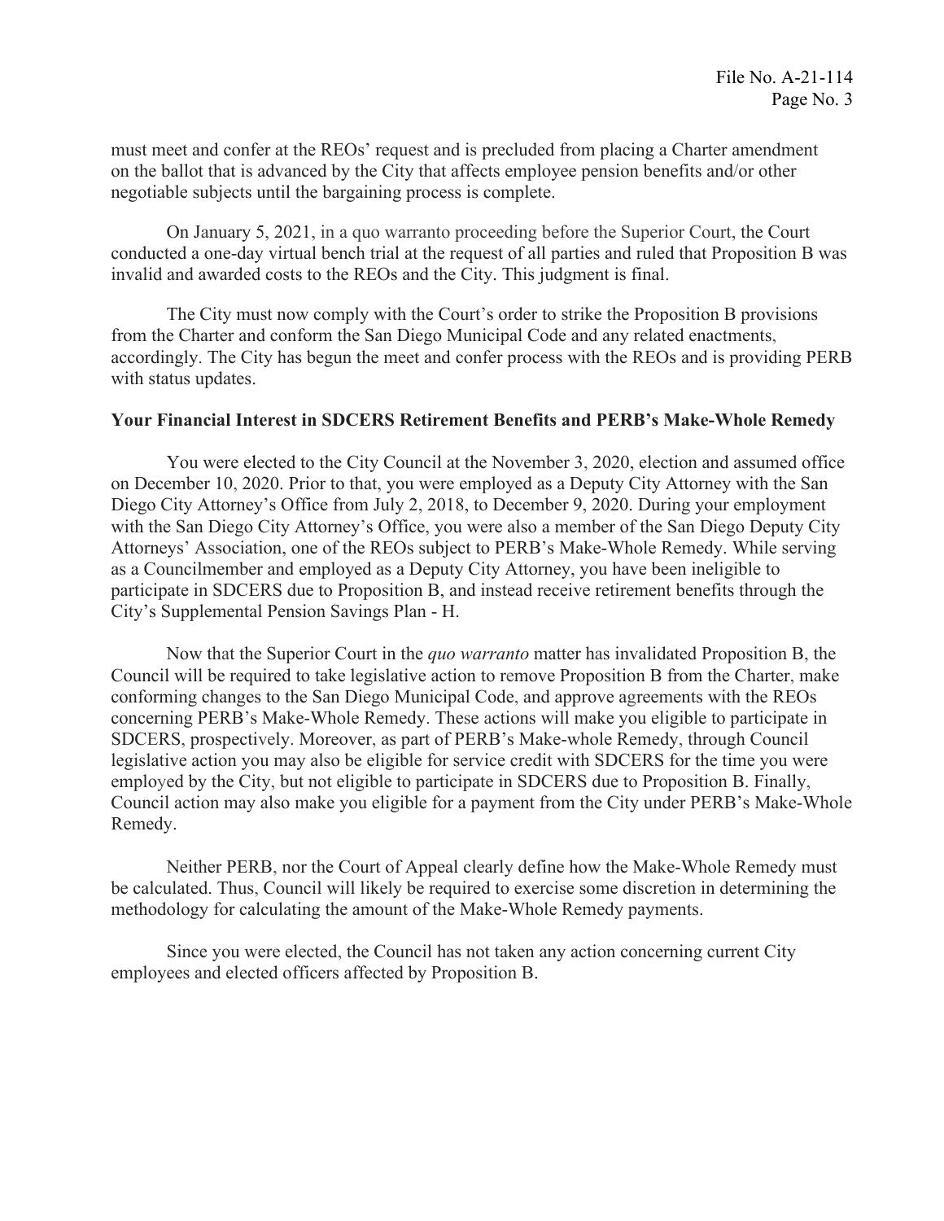must meet and confer at the REOs' request and is precluded from placing a Charter amendment on the ballot that is advanced by the City that affects employee pension benefits and/or other negotiable subjects until the bargaining process is complete.

On January 5, 2021, in a quo warranto proceeding before the Superior Court, the Court conducted a one-day virtual bench trial at the request of all parties and ruled that Proposition B was invalid and awarded costs to the REOs and the City. This judgment is final.

The City must now comply with the Court's order to strike the Proposition B provisions from the Charter and conform the San Diego Municipal Code and any related enactments, accordingly. The City has begun the meet and confer process with the REOs and is providing PERB with status updates.

**Your Financial Interest in SDCERS Retirement Benefits and PERB's Make-Whole Remedy**

You were elected to the City Council at the November 3, 2020, election and assumed office on December 10, 2020. Prior to that, you were employed as a Deputy City Attorney with the San Diego City Attorney's Office from July 2, 2018, to December 9, 2020. During your employment with the San Diego City Attorney's Office, you were also a member of the San Diego Deputy City Attorneys' Association, one of the REOs subject to PERB's Make-Whole Remedy. While serving as a Councilmember and employed as a Deputy City Attorney, you have been ineligible to participate in SDCERS due to Proposition B, and instead receive retirement benefits through the City's Supplemental Pension Savings Plan - H.

Now that the Superior Court in the *quo warranto* matter has invalidated Proposition B, the Council will be required to take legislative action to remove Proposition B from the Charter, make conforming changes to the San Diego Municipal Code, and approve agreements with the REOs concerning PERB's Make-Whole Remedy. These actions will make you eligible to participate in SDCERS, prospectively. Moreover, as part of PERB's Make-whole Remedy, through Council legislative action you may also be eligible for service credit with SDCERS for the time you were employed by the City, but not eligible to participate in SDCERS due to Proposition B. Finally, Council action may also make you eligible for a payment from the City under PERB's Make-Whole Remedy.

Neither PERB, nor the Court of Appeal clearly define how the Make-Whole Remedy must be calculated. Thus, Council will likely be required to exercise some discretion in determining the methodology for calculating the amount of the Make-Whole Remedy payments.

Since you were elected, the Council has not taken any action concerning current City employees and elected officers affected by Proposition B.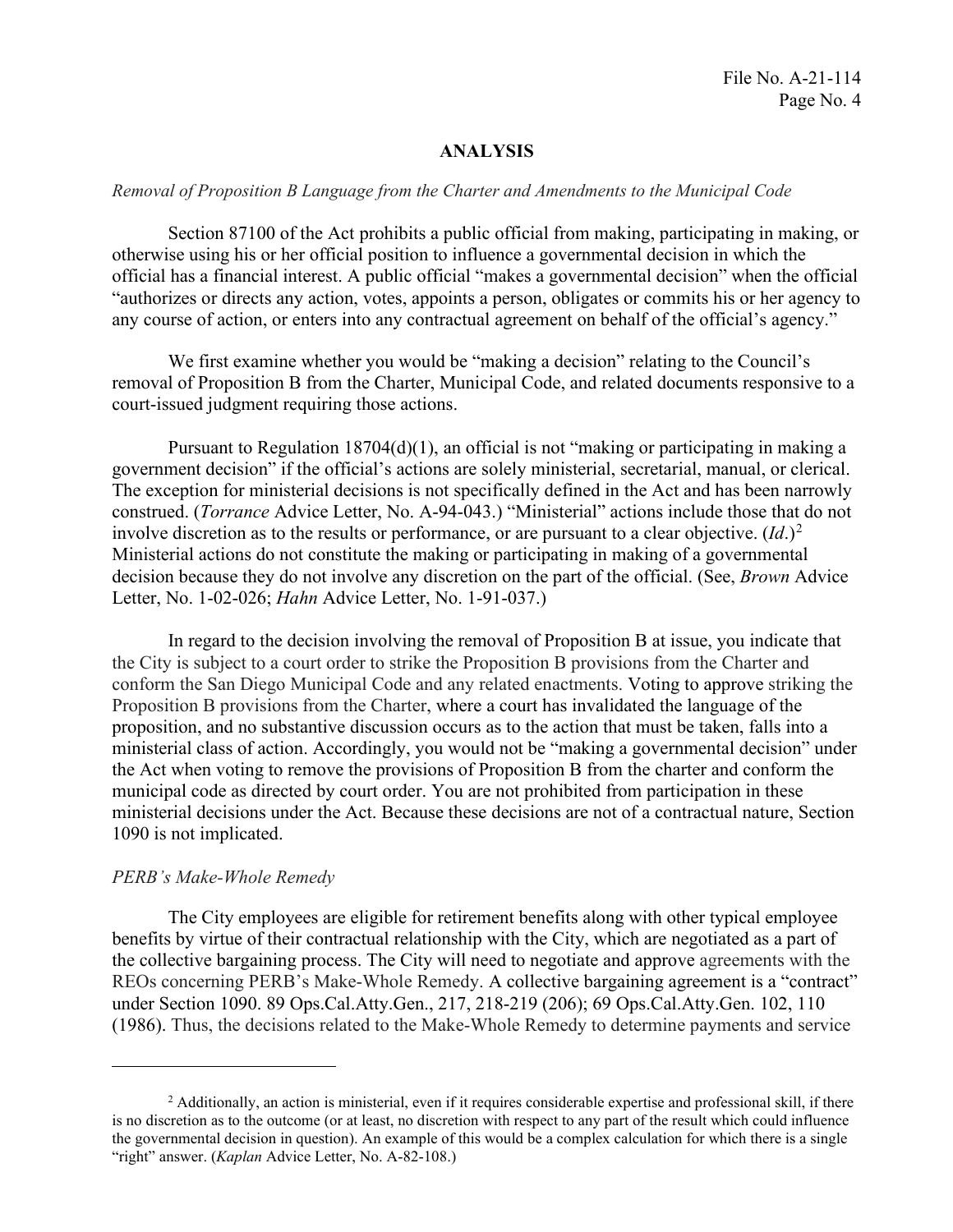## ANALYSIS

*Removal of Proposition B Language from the Charter and Amendments to the Municipal Code*

Section 87100 of the Act prohibits a public official from making, participating in making, or otherwise using his or her official position to influence a governmental decision in which the official has a financial interest. A public official "makes a governmental decision" when the official "authorizes or directs any action, votes, appoints a person, obligates or commits his or her agency to any course of action, or enters into any contractual agreement on behalf of the official's agency."

We first examine whether you would be "making a decision" relating to the Council's removal of Proposition B from the Charter, Municipal Code, and related documents responsive to a court-issued judgment requiring those actions.

Pursuant to Regulation 18704(d)(1), an official is not "making or participating in making a government decision" if the official's actions are solely ministerial, secretarial, manual, or clerical. The exception for ministerial decisions is not specifically defined in the Act and has been narrowly construed. (*Torrance* Advice Letter, No. A-94-043.) "Ministerial" actions include those that do not involve discretion as to the results or performance, or are pursuant to a clear objective. (*Id*.)[2] Ministerial actions do not constitute the making or participating in making of a governmental decision because they do not involve any discretion on the part of the official. (See, *Brown* Advice Letter, No. 1-02-026; *Hahn* Advice Letter, No. 1-91-037.)

In regard to the decision involving the removal of Proposition B at issue, you indicate that the City is subject to a court order to strike the Proposition B provisions from the Charter and conform the San Diego Municipal Code and any related enactments. Voting to approve striking the Proposition B provisions from the Charter, where a court has invalidated the language of the proposition, and no substantive discussion occurs as to the action that must be taken, falls into a ministerial class of action. Accordingly, you would not be "making a governmental decision" under the Act when voting to remove the provisions of Proposition B from the charter and conform the municipal code as directed by court order. You are not prohibited from participation in these ministerial decisions under the Act. Because these decisions are not of a contractual nature, Section 1090 is not implicated.

*PERB's Make-Whole Remedy*

The City employees are eligible for retirement benefits along with other typical employee benefits by virtue of their contractual relationship with the City, which are negotiated as a part of the collective bargaining process. The City will need to negotiate and approve agreements with the REOs concerning PERB's Make-Whole Remedy. A collective bargaining agreement is a "contract" under Section 1090. 89 Ops.Cal.Atty.Gen., 217, 218-219 (206); 69 Ops.Cal.Atty.Gen. 102, 110 (1986). Thus, the decisions related to the Make-Whole Remedy to determine payments and service

---

[2] Additionally, an action is ministerial, even if it requires considerable expertise and professional skill, if there is no discretion as to the outcome (or at least, no discretion with respect to any part of the result which could influence the governmental decision in question). An example of this would be a complex calculation for which there is a single "right" answer. (*Kaplan* Advice Letter, No. A-82-108.)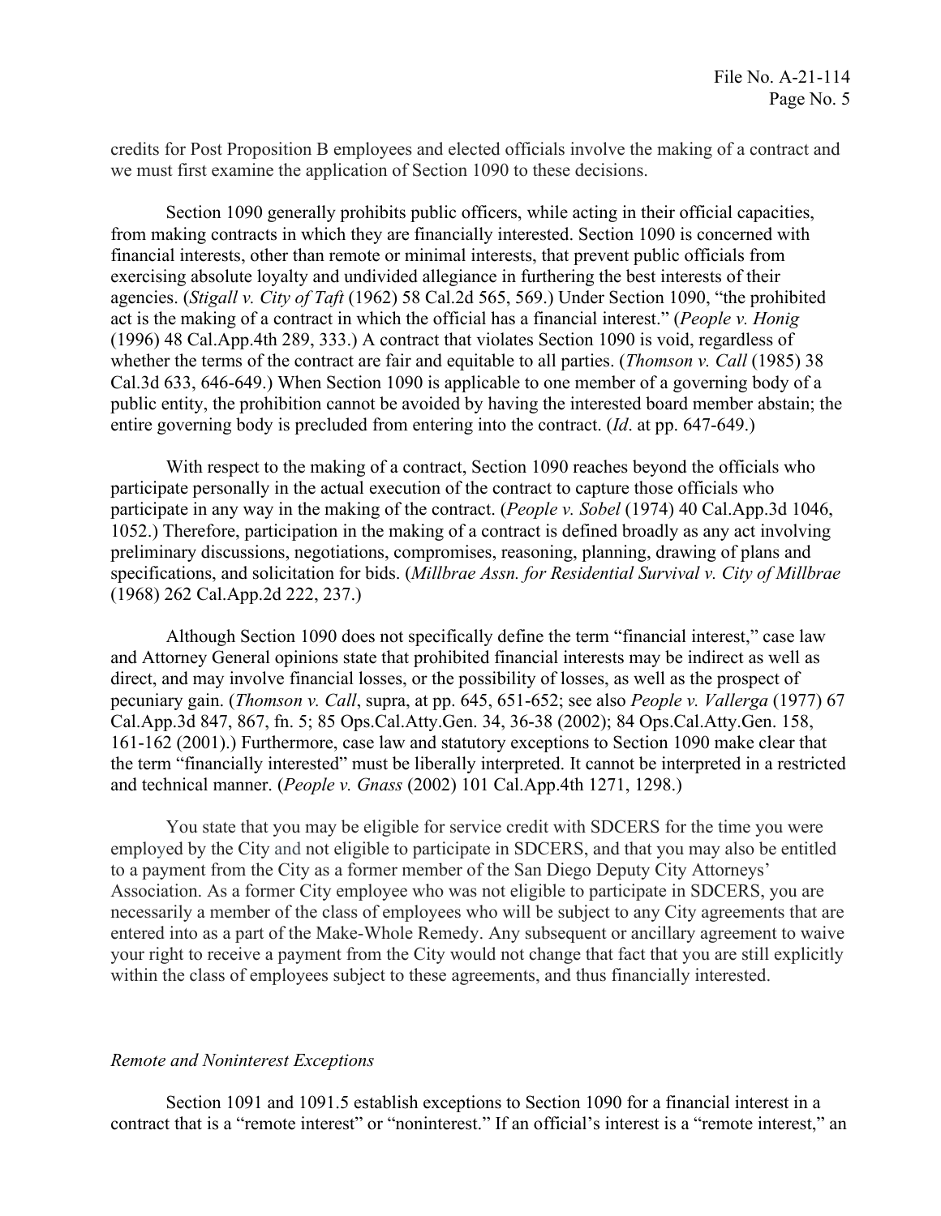credits for Post Proposition B employees and elected officials involve the making of a contract and we must first examine the application of Section 1090 to these decisions.

Section 1090 generally prohibits public officers, while acting in their official capacities, from making contracts in which they are financially interested. Section 1090 is concerned with financial interests, other than remote or minimal interests, that prevent public officials from exercising absolute loyalty and undivided allegiance in furthering the best interests of their agencies. (*Stigall v. City of Taft* (1962) 58 Cal.2d 565, 569.) Under Section 1090, "the prohibited act is the making of a contract in which the official has a financial interest." (*People v. Honig* (1996) 48 Cal.App.4th 289, 333.) A contract that violates Section 1090 is void, regardless of whether the terms of the contract are fair and equitable to all parties. (*Thomson v. Call* (1985) 38 Cal.3d 633, 646-649.) When Section 1090 is applicable to one member of a governing body of a public entity, the prohibition cannot be avoided by having the interested board member abstain; the entire governing body is precluded from entering into the contract. (*Id*. at pp. 647-649.)

With respect to the making of a contract, Section 1090 reaches beyond the officials who participate personally in the actual execution of the contract to capture those officials who participate in any way in the making of the contract. (*People v. Sobel* (1974) 40 Cal.App.3d 1046, 1052.) Therefore, participation in the making of a contract is defined broadly as any act involving preliminary discussions, negotiations, compromises, reasoning, planning, drawing of plans and specifications, and solicitation for bids. (*Millbrae Assn. for Residential Survival v. City of Millbrae* (1968) 262 Cal.App.2d 222, 237.)

Although Section 1090 does not specifically define the term "financial interest," case law and Attorney General opinions state that prohibited financial interests may be indirect as well as direct, and may involve financial losses, or the possibility of losses, as well as the prospect of pecuniary gain. (*Thomson v. Call*, supra, at pp. 645, 651-652; see also *People v. Vallerga* (1977) 67 Cal.App.3d 847, 867, fn. 5; 85 Ops.Cal.Atty.Gen. 34, 36-38 (2002); 84 Ops.Cal.Atty.Gen. 158, 161-162 (2001).) Furthermore, case law and statutory exceptions to Section 1090 make clear that the term "financially interested" must be liberally interpreted. It cannot be interpreted in a restricted and technical manner. (*People v. Gnass* (2002) 101 Cal.App.4th 1271, 1298.)

You state that you may be eligible for service credit with SDCERS for the time you were employed by the City and not eligible to participate in SDCERS, and that you may also be entitled to a payment from the City as a former member of the San Diego Deputy City Attorneys' Association. As a former City employee who was not eligible to participate in SDCERS, you are necessarily a member of the class of employees who will be subject to any City agreements that are entered into as a part of the Make-Whole Remedy. Any subsequent or ancillary agreement to waive your right to receive a payment from the City would not change that fact that you are still explicitly within the class of employees subject to these agreements, and thus financially interested.

*Remote and Noninterest Exceptions*

Section 1091 and 1091.5 establish exceptions to Section 1090 for a financial interest in a contract that is a "remote interest" or "noninterest." If an official's interest is a "remote interest," an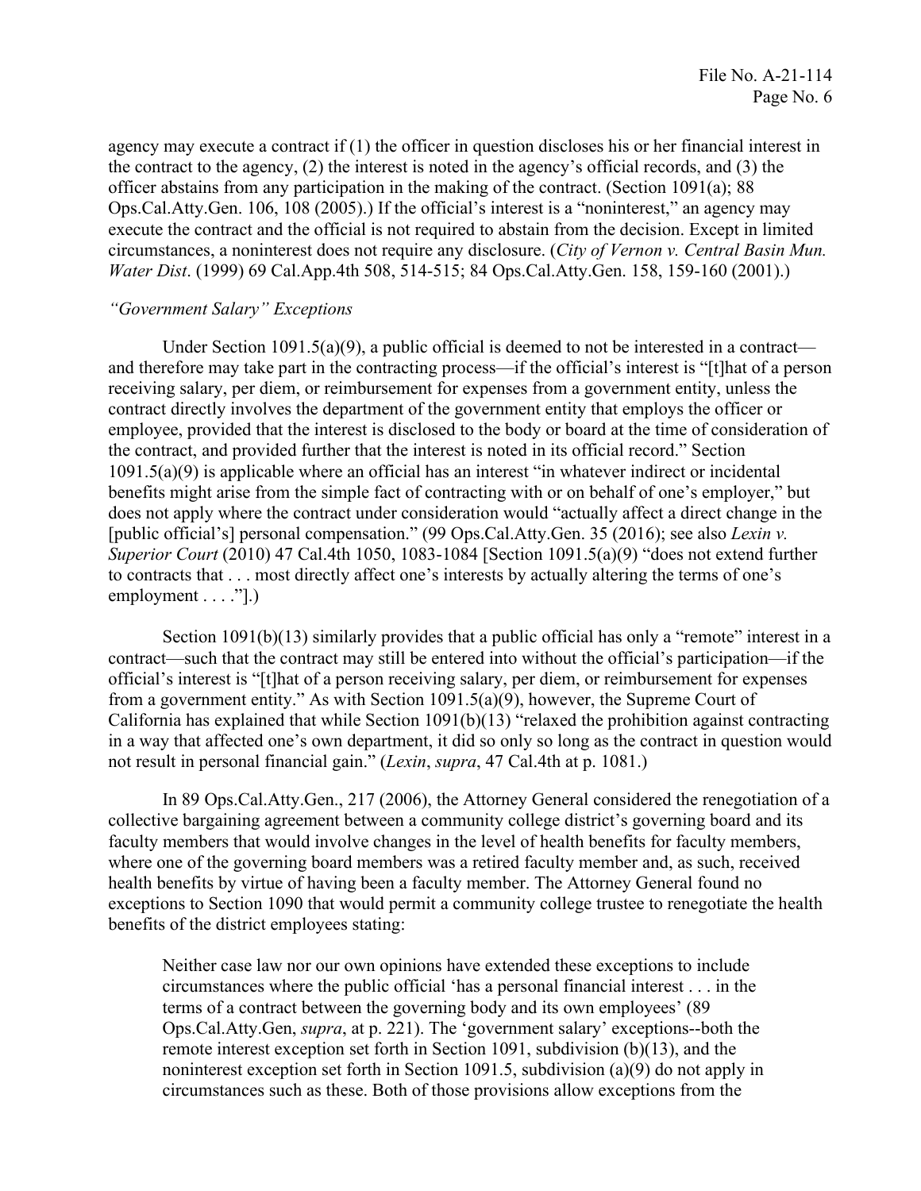agency may execute a contract if (1) the officer in question discloses his or her financial interest in the contract to the agency, (2) the interest is noted in the agency's official records, and (3) the officer abstains from any participation in the making of the contract. (Section 1091(a); 88 Ops.Cal.Atty.Gen. 106, 108 (2005).) If the official's interest is a "noninterest," an agency may execute the contract and the official is not required to abstain from the decision. Except in limited circumstances, a noninterest does not require any disclosure. (*City of Vernon v. Central Basin Mun. Water Dist*. (1999) 69 Cal.App.4th 508, 514-515; 84 Ops.Cal.Atty.Gen. 158, 159-160 (2001).)

*"Government Salary" Exceptions*

Under Section 1091.5(a)(9), a public official is deemed to not be interested in a contract—and therefore may take part in the contracting process—if the official's interest is "[t]hat of a person receiving salary, per diem, or reimbursement for expenses from a government entity, unless the contract directly involves the department of the government entity that employs the officer or employee, provided that the interest is disclosed to the body or board at the time of consideration of the contract, and provided further that the interest is noted in its official record." Section 1091.5(a)(9) is applicable where an official has an interest "in whatever indirect or incidental benefits might arise from the simple fact of contracting with or on behalf of one's employer," but does not apply where the contract under consideration would "actually affect a direct change in the [public official's] personal compensation." (99 Ops.Cal.Atty.Gen. 35 (2016); see also *Lexin v. Superior Court* (2010) 47 Cal.4th 1050, 1083-1084 [Section 1091.5(a)(9) "does not extend further to contracts that . . . most directly affect one's interests by actually altering the terms of one's employment . . . ."].)

Section 1091(b)(13) similarly provides that a public official has only a "remote" interest in a contract—such that the contract may still be entered into without the official's participation—if the official's interest is "[t]hat of a person receiving salary, per diem, or reimbursement for expenses from a government entity." As with Section 1091.5(a)(9), however, the Supreme Court of California has explained that while Section 1091(b)(13) "relaxed the prohibition against contracting in a way that affected one's own department, it did so only so long as the contract in question would not result in personal financial gain." (*Lexin*, *supra*, 47 Cal.4th at p. 1081.)

In 89 Ops.Cal.Atty.Gen., 217 (2006), the Attorney General considered the renegotiation of a collective bargaining agreement between a community college district's governing board and its faculty members that would involve changes in the level of health benefits for faculty members, where one of the governing board members was a retired faculty member and, as such, received health benefits by virtue of having been a faculty member. The Attorney General found no exceptions to Section 1090 that would permit a community college trustee to renegotiate the health benefits of the district employees stating:

> Neither case law nor our own opinions have extended these exceptions to include circumstances where the public official 'has a personal financial interest . . . in the terms of a contract between the governing body and its own employees' (89 Ops.Cal.Atty.Gen, *supra*, at p. 221). The 'government salary' exceptions--both the remote interest exception set forth in Section 1091, subdivision (b)(13), and the noninterest exception set forth in Section 1091.5, subdivision (a)(9) do not apply in circumstances such as these. Both of those provisions allow exceptions from the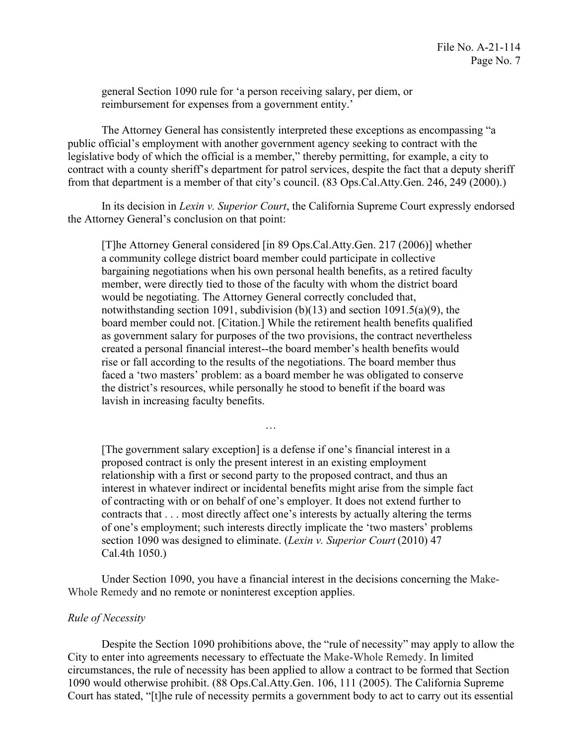> general Section 1090 rule for 'a person receiving salary, per diem, or reimbursement for expenses from a government entity.'

The Attorney General has consistently interpreted these exceptions as encompassing "a public official's employment with another government agency seeking to contract with the legislative body of which the official is a member," thereby permitting, for example, a city to contract with a county sheriff's department for patrol services, despite the fact that a deputy sheriff from that department is a member of that city's council. (83 Ops.Cal.Atty.Gen. 246, 249 (2000).)

In its decision in *Lexin v. Superior Court*, the California Supreme Court expressly endorsed the Attorney General's conclusion on that point:

> [T]he Attorney General considered [in 89 Ops.Cal.Atty.Gen. 217 (2006)] whether a community college district board member could participate in collective bargaining negotiations when his own personal health benefits, as a retired faculty member, were directly tied to those of the faculty with whom the district board would be negotiating. The Attorney General correctly concluded that, notwithstanding section 1091, subdivision (b)(13) and section 1091.5(a)(9), the board member could not. [Citation.] While the retirement health benefits qualified as government salary for purposes of the two provisions, the contract nevertheless created a personal financial interest--the board member's health benefits would rise or fall according to the results of the negotiations. The board member thus faced a 'two masters' problem: as a board member he was obligated to conserve the district's resources, while personally he stood to benefit if the board was lavish in increasing faculty benefits.
>
> …
>
> [The government salary exception] is a defense if one's financial interest in a proposed contract is only the present interest in an existing employment relationship with a first or second party to the proposed contract, and thus an interest in whatever indirect or incidental benefits might arise from the simple fact of contracting with or on behalf of one's employer. It does not extend further to contracts that . . . most directly affect one's interests by actually altering the terms of one's employment; such interests directly implicate the 'two masters' problems section 1090 was designed to eliminate. (*Lexin v. Superior Court* (2010) 47 Cal.4th 1050.)

Under Section 1090, you have a financial interest in the decisions concerning the Make-Whole Remedy and no remote or noninterest exception applies.

*Rule of Necessity*

Despite the Section 1090 prohibitions above, the "rule of necessity" may apply to allow the City to enter into agreements necessary to effectuate the Make-Whole Remedy. In limited circumstances, the rule of necessity has been applied to allow a contract to be formed that Section 1090 would otherwise prohibit. (88 Ops.Cal.Atty.Gen. 106, 111 (2005). The California Supreme Court has stated, "[t]he rule of necessity permits a government body to act to carry out its essential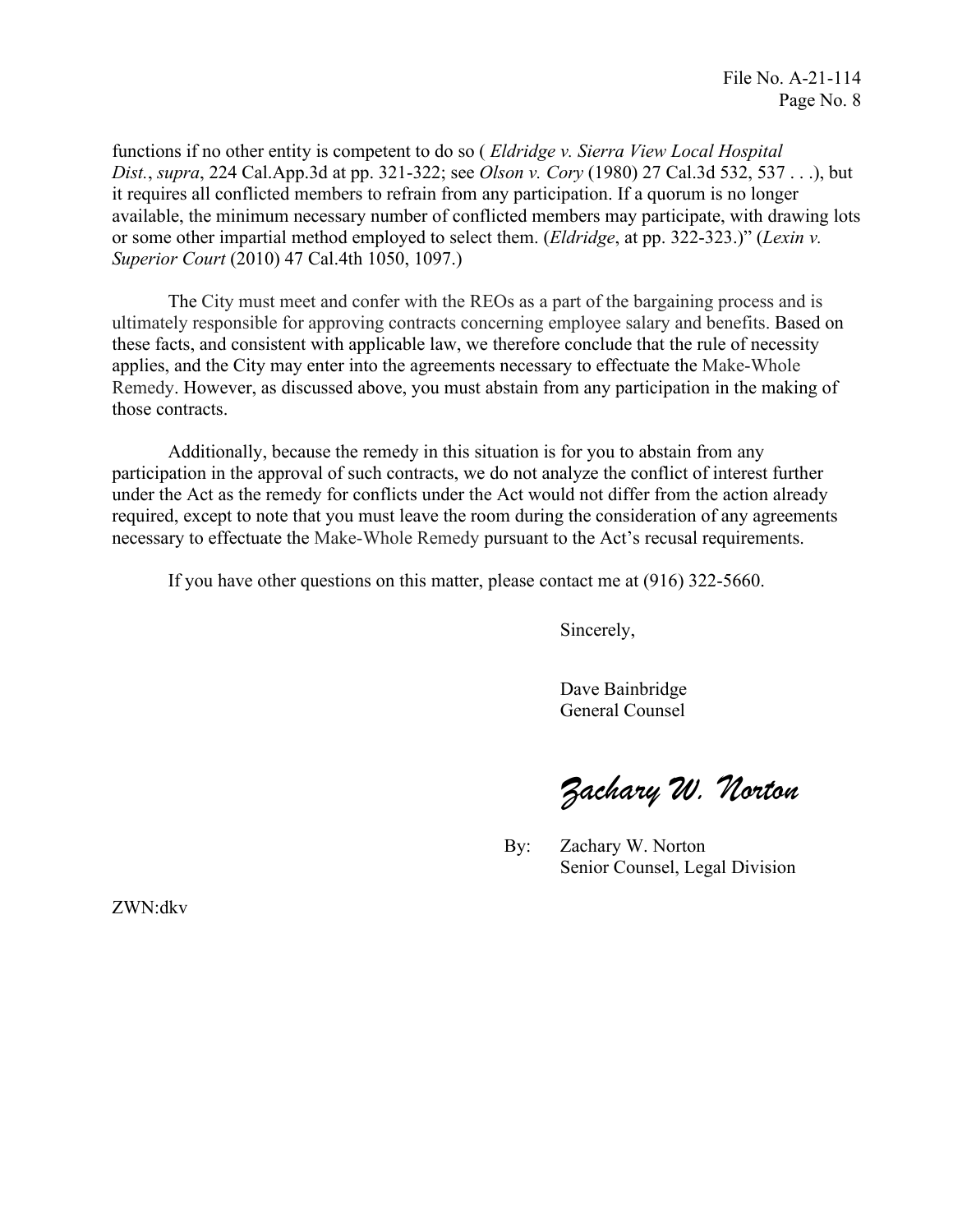functions if no other entity is competent to do so ( *Eldridge v. Sierra View Local Hospital Dist.*, *supra*, 224 Cal.App.3d at pp. 321-322; see *Olson v. Cory* (1980) 27 Cal.3d 532, 537 . . .), but it requires all conflicted members to refrain from any participation. If a quorum is no longer available, the minimum necessary number of conflicted members may participate, with drawing lots or some other impartial method employed to select them. (*Eldridge*, at pp. 322-323.)" (*Lexin v. Superior Court* (2010) 47 Cal.4th 1050, 1097.)

The City must meet and confer with the REOs as a part of the bargaining process and is ultimately responsible for approving contracts concerning employee salary and benefits. Based on these facts, and consistent with applicable law, we therefore conclude that the rule of necessity applies, and the City may enter into the agreements necessary to effectuate the Make-Whole Remedy. However, as discussed above, you must abstain from any participation in the making of those contracts.

Additionally, because the remedy in this situation is for you to abstain from any participation in the approval of such contracts, we do not analyze the conflict of interest further under the Act as the remedy for conflicts under the Act would not differ from the action already required, except to note that you must leave the room during the consideration of any agreements necessary to effectuate the Make-Whole Remedy pursuant to the Act's recusal requirements.

If you have other questions on this matter, please contact me at (916) 322-5660.

Sincerely,

Dave Bainbridge
General Counsel

*Zachary W. Norton*

By: Zachary W. Norton
Senior Counsel, Legal Division

ZWN:dkv